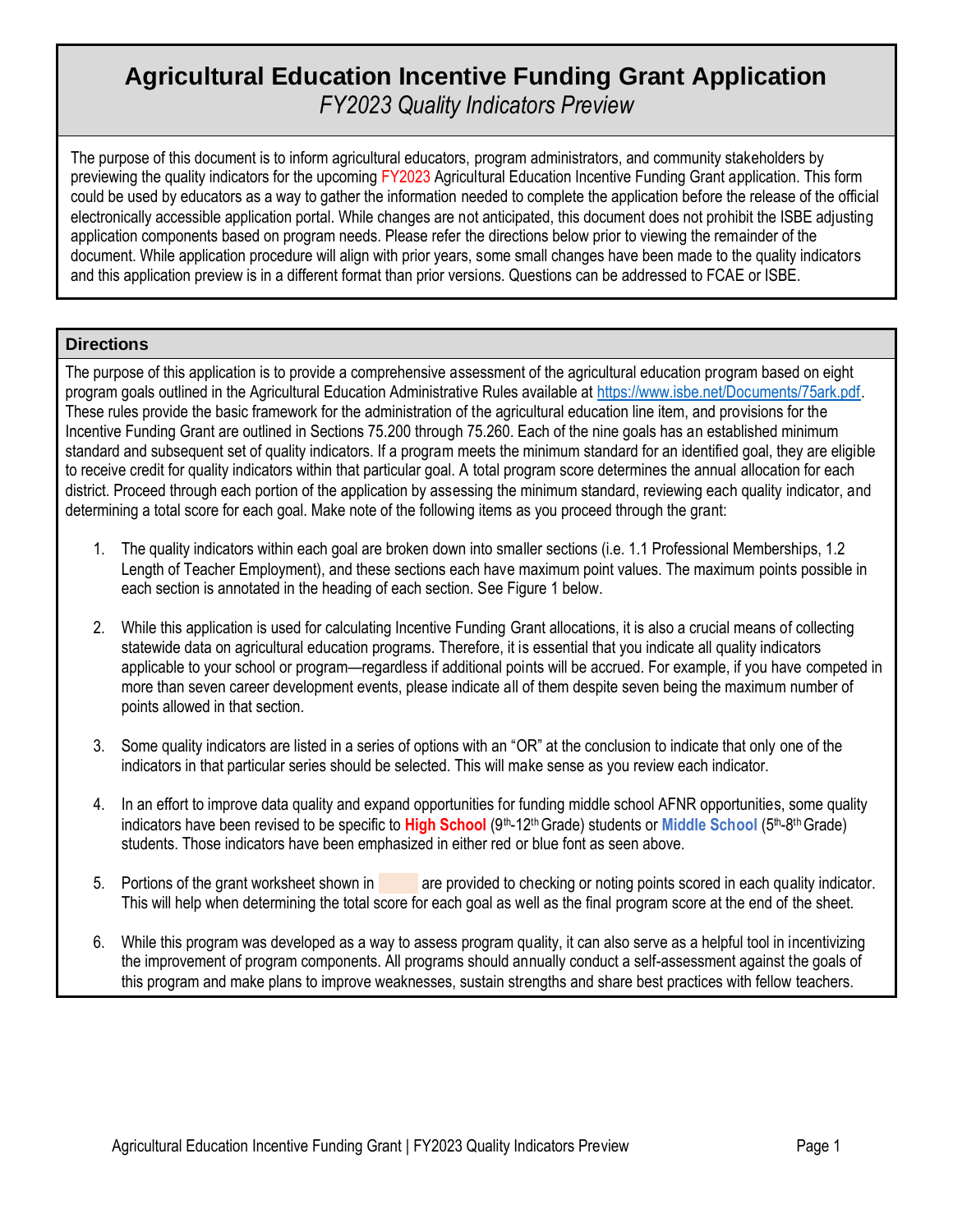# Agricultural Education Incentive Funding Grant Application

*FY2023 Quality Indicators Preview*

The purpose of this document is to inform agricultural educators, program administrators, and community stakeholders by previewing the quality indicators for the upcoming FY2023 Agricultural Education Incentive Funding Grant application. This form could be used by educators as a way to gather the information needed to complete the application before the release of the official electronically accessible application portal. While changes are not anticipated, this document does not prohibit the ISBE adjusting application components based on program needs. Please refer the directions below prior to viewing the remainder of the document. While application procedure will align with prior years, some small changes have been made to the quality indicators and this application preview is in a different format than prior versions. Questions can be addressed to FCAE or ISBE.

## Directions

The purpose of this application is to provide a comprehensive assessment of the agricultural education program based on eight program goals outlined in the Agricultural Education Administrative Rules available at https://www.isbe.net/Documents/75ark.pdf. These rules provide the basic framework for the administration of the agricultural education line item, and provisions for the Incentive Funding Grant are outlined in Sections 75.200 through 75.260. Each of the nine goals has an established minimum standard and subsequent set of quality indicators. If a program meets the minimum standard for an identified goal, they are eligible to receive credit for quality indicators within that particular goal. A total program score determines the annual allocation for each district. Proceed through each portion of the application by assessing the minimum standard, reviewing each quality indicator, and determining a total score for each goal. Make note of the following items as you proceed through the grant:

1. The quality indicators within each goal are broken down into smaller sections (i.e. 1.1 Professional Memberships, 1.2 Length of Teacher Employment), and these sections each have maximum point values. The maximum points possible in each section is annotated in the heading of each section. See Figure 1 below.

2. While this application is used for calculating Incentive Funding Grant allocations, it is also a crucial means of collecting statewide data on agricultural education programs. Therefore, it is essential that you indicate all quality indicators applicable to your school or program—regardless if additional points will be accrued. For example, if you have competed in more than seven career development events, please indicate all of them despite seven being the maximum number of points allowed in that section.

3. Some quality indicators are listed in a series of options with an "OR" at the conclusion to indicate that only one of the indicators in that particular series should be selected. This will make sense as you review each indicator.

4. In an effort to improve data quality and expand opportunities for funding middle school AFNR opportunities, some quality indicators have been revised to be specific to **High School** (9th-12th Grade) students or **Middle School** (5th-8th Grade) students. Those indicators have been emphasized in either red or blue font as seen above.

5. Portions of the grant worksheet shown in &nbsp;&nbsp;&nbsp;&nbsp;&nbsp;&nbsp; are provided to checking or noting points scored in each quality indicator. This will help when determining the total score for each goal as well as the final program score at the end of the sheet.

6. While this program was developed as a way to assess program quality, it can also serve as a helpful tool in incentivizing the improvement of program components. All programs should annually conduct a self-assessment against the goals of this program and make plans to improve weaknesses, sustain strengths and share best practices with fellow teachers.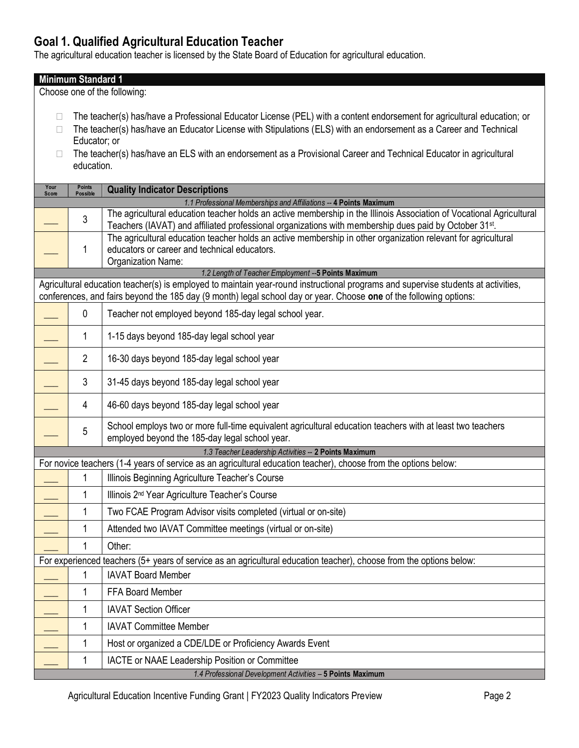## Goal 1. Qualified Agricultural Education Teacher

The agricultural education teacher is licensed by the State Board of Education for agricultural education.

**Minimum Standard 1**

Choose one of the following:

- ☐ The teacher(s) has/have a Professional Educator License (PEL) with a content endorsement for agricultural education; or
- ☐ The teacher(s) has/have an Educator License with Stipulations (ELS) with an endorsement as a Career and Technical Educator; or
- ☐ The teacher(s) has/have an ELS with an endorsement as a Provisional Career and Technical Educator in agricultural education.

| Your Score | Points Possible | Quality Indicator Descriptions |
|---|---|---|
| | | *1.1 Professional Memberships and Affiliations* -- **4 Points Maximum** |
| ___ | 3 | The agricultural education teacher holds an active membership in the Illinois Association of Vocational Agricultural Teachers (IAVAT) and affiliated professional organizations with membership dues paid by October 31st. |
| ___ | 1 | The agricultural education teacher holds an active membership in other organization relevant for agricultural educators or career and technical educators.<br>Organization Name: |
| | | *1.2 Length of Teacher Employment* --**5 Points Maximum** |
| | | Agricultural education teacher(s) is employed to maintain year-round instructional programs and supervise students at activities, conferences, and fairs beyond the 185 day (9 month) legal school day or year. Choose **one** of the following options: |
| ___ | 0 | Teacher not employed beyond 185-day legal school year. |
| ___ | 1 | 1-15 days beyond 185-day legal school year |
| ___ | 2 | 16-30 days beyond 185-day legal school year |
| ___ | 3 | 31-45 days beyond 185-day legal school year |
| ___ | 4 | 46-60 days beyond 185-day legal school year |
| ___ | 5 | School employs two or more full-time equivalent agricultural education teachers with at least two teachers employed beyond the 185-day legal school year. |
| | | *1.3 Teacher Leadership Activities* -- **2 Points Maximum** |
| | | For novice teachers (1-4 years of service as an agricultural education teacher), choose from the options below: |
| ___ | 1 | Illinois Beginning Agriculture Teacher's Course |
| ___ | 1 | Illinois 2nd Year Agriculture Teacher's Course |
| ___ | 1 | Two FCAE Program Advisor visits completed (virtual or on-site) |
| ___ | 1 | Attended two IAVAT Committee meetings (virtual or on-site) |
| ___ | 1 | Other: |
| | | For experienced teachers (5+ years of service as an agricultural education teacher), choose from the options below: |
| ___ | 1 | IAVAT Board Member |
| ___ | 1 | FFA Board Member |
| ___ | 1 | IAVAT Section Officer |
| ___ | 1 | IAVAT Committee Member |
| ___ | 1 | Host or organized a CDE/LDE or Proficiency Awards Event |
| ___ | 1 | IACTE or NAAE Leadership Position or Committee |
| | | *1.4 Professional Development Activities* – **5 Points Maximum** |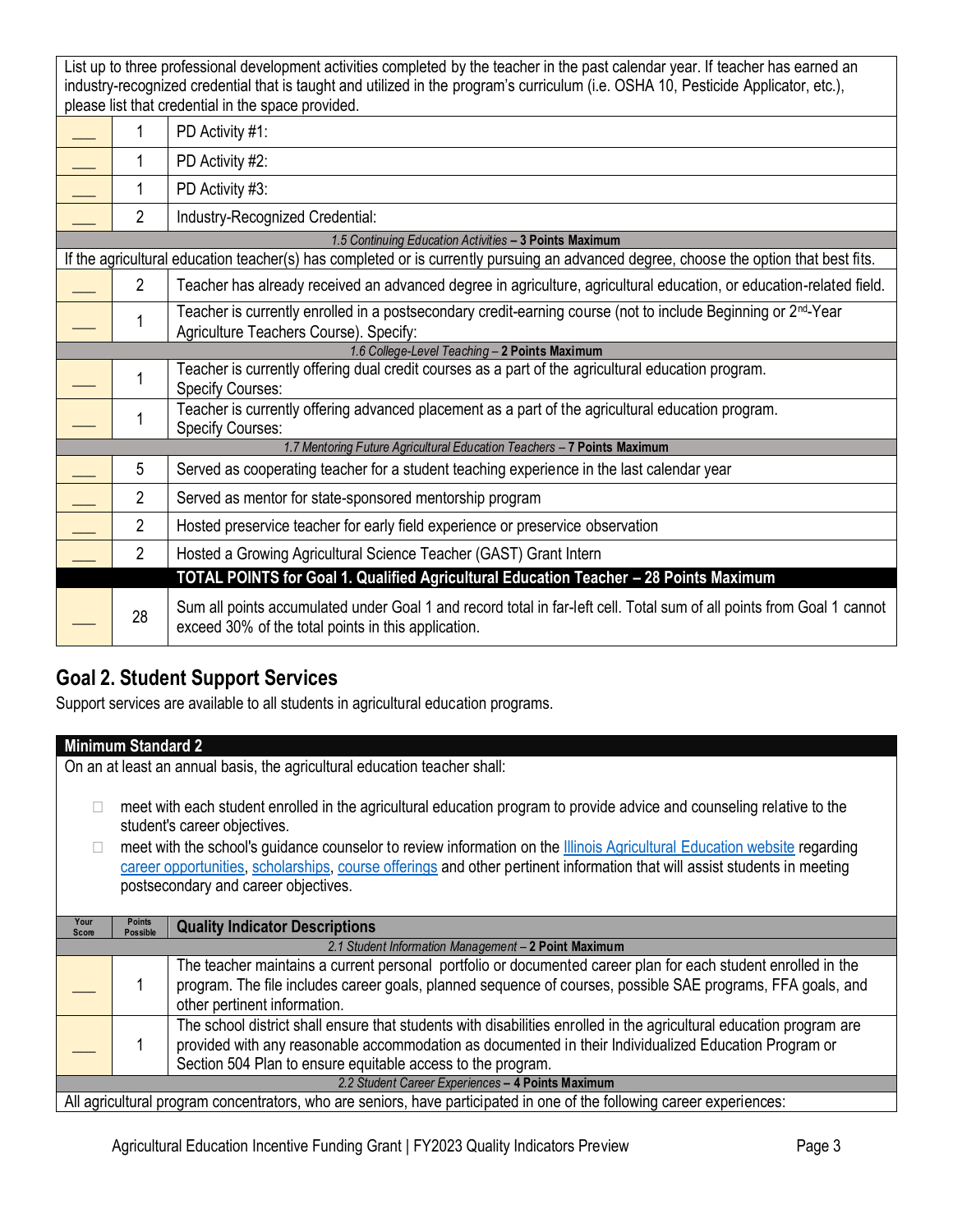| | | |
|---|---|---|
| List up to three professional development activities completed by the teacher in the past calendar year. If teacher has earned an industry-recognized credential that is taught and utilized in the program's curriculum (i.e. OSHA 10, Pesticide Applicator, etc.), please list that credential in the space provided. | | |
| ___ | 1 | PD Activity #1: |
| ___ | 1 | PD Activity #2: |
| ___ | 1 | PD Activity #3: |
| ___ | 2 | Industry-Recognized Credential: |
| *1.5 Continuing Education Activities* – **3 Points Maximum** | | |
| If the agricultural education teacher(s) has completed or is currently pursuing an advanced degree, choose the option that best fits. | | |
| ___ | 2 | Teacher has already received an advanced degree in agriculture, agricultural education, or education-related field. |
| ___ | 1 | Teacher is currently enrolled in a postsecondary credit-earning course (not to include Beginning or 2nd-Year Agriculture Teachers Course). Specify: |
| *1.6 College-Level Teaching* – **2 Points Maximum** | | |
| ___ | 1 | Teacher is currently offering dual credit courses as a part of the agricultural education program. Specify Courses: |
| ___ | 1 | Teacher is currently offering advanced placement as a part of the agricultural education program. Specify Courses: |
| *1.7 Mentoring Future Agricultural Education Teachers* – **7 Points Maximum** | | |
| ___ | 5 | Served as cooperating teacher for a student teaching experience in the last calendar year |
| ___ | 2 | Served as mentor for state-sponsored mentorship program |
| ___ | 2 | Hosted preservice teacher for early field experience or preservice observation |
| ___ | 2 | Hosted a Growing Agricultural Science Teacher (GAST) Grant Intern |
| | | **TOTAL POINTS for Goal 1. Qualified Agricultural Education Teacher – 28 Points Maximum** |
| ___ | 28 | Sum all points accumulated under Goal 1 and record total in far-left cell. Total sum of all points from Goal 1 cannot exceed 30% of the total points in this application. |

## Goal 2. Student Support Services

Support services are available to all students in agricultural education programs.

**Minimum Standard 2**

On an at least an annual basis, the agricultural education teacher shall:

- ☐ meet with each student enrolled in the agricultural education program to provide advice and counseling relative to the student's career objectives.
- ☐ meet with the school's guidance counselor to review information on the Illinois Agricultural Education website regarding career opportunities, scholarships, course offerings and other pertinent information that will assist students in meeting postsecondary and career objectives.

| Your Score | Points Possible | Quality Indicator Descriptions |
|---|---|---|
| *2.1 Student Information Management* – **2 Point Maximum** | | |
| ___ | 1 | The teacher maintains a current personal portfolio or documented career plan for each student enrolled in the program. The file includes career goals, planned sequence of courses, possible SAE programs, FFA goals, and other pertinent information. |
| ___ | 1 | The school district shall ensure that students with disabilities enrolled in the agricultural education program are provided with any reasonable accommodation as documented in their Individualized Education Program or Section 504 Plan to ensure equitable access to the program. |
| *2.2 Student Career Experiences* – **4 Points Maximum** | | |
| All agricultural program concentrators, who are seniors, have participated in one of the following career experiences: | | |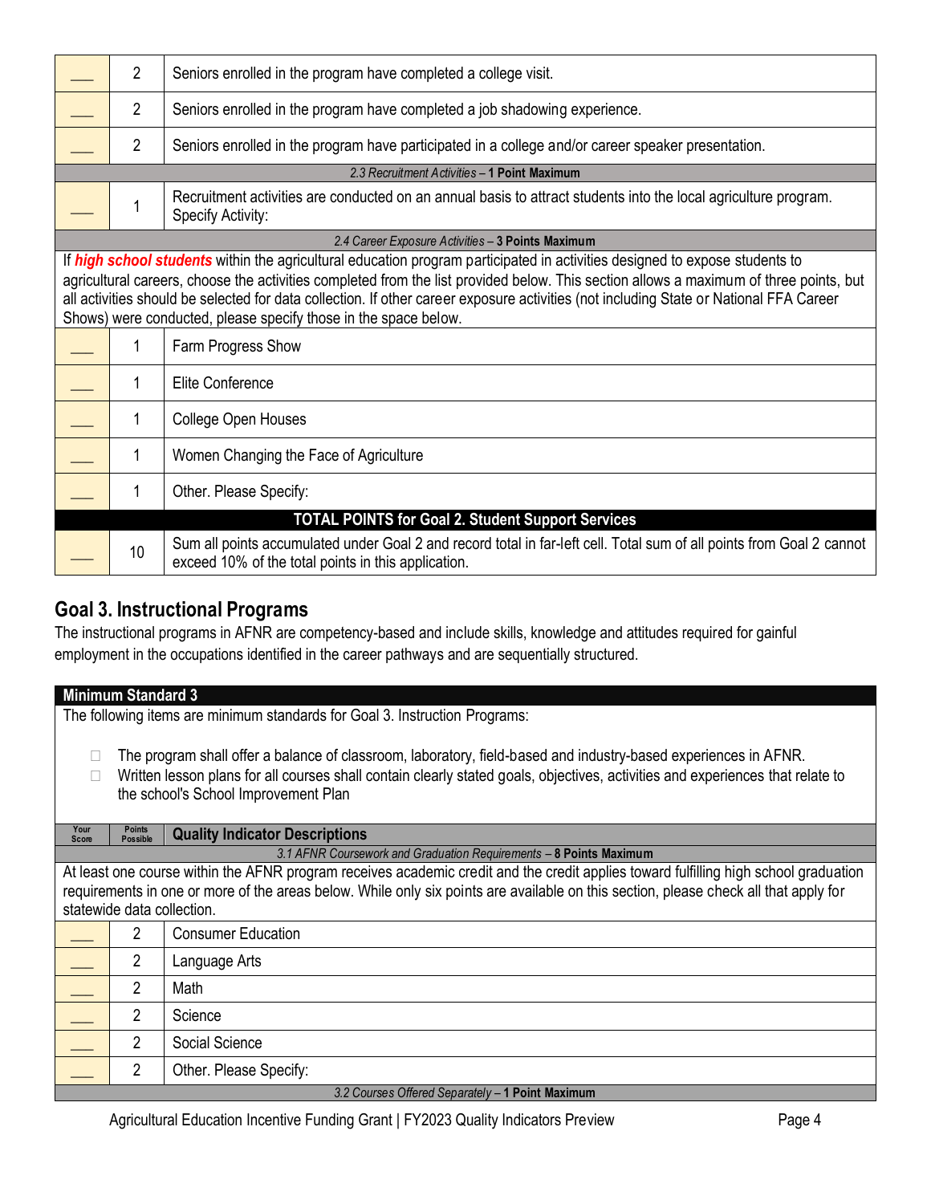| Your Score | Points Possible | Quality Indicator Descriptions |
|---|---|---|
| ___ | 2 | Seniors enrolled in the program have completed a college visit. |
| ___ | 2 | Seniors enrolled in the program have completed a job shadowing experience. |
| ___ | 2 | Seniors enrolled in the program have participated in a college and/or career speaker presentation. |
| | | *2.3 Recruitment Activities* – **1 Point Maximum** |
| ___ | 1 | Recruitment activities are conducted on an annual basis to attract students into the local agriculture program. Specify Activity: |
| | | *2.4 Career Exposure Activities* – **3 Points Maximum** |
| | | If ***high school students*** within the agricultural education program participated in activities designed to expose students to agricultural careers, choose the activities completed from the list provided below. This section allows a maximum of three points, but all activities should be selected for data collection. If other career exposure activities (not including State or National FFA Career Shows) were conducted, please specify those in the space below. |
| ___ | 1 | Farm Progress Show |
| ___ | 1 | Elite Conference |
| ___ | 1 | College Open Houses |
| ___ | 1 | Women Changing the Face of Agriculture |
| ___ | 1 | Other. Please Specify: |
| | | **TOTAL POINTS for Goal 2. Student Support Services** |
| ___ | 10 | Sum all points accumulated under Goal 2 and record total in far-left cell. Total sum of all points from Goal 2 cannot exceed 10% of the total points in this application. |

## Goal 3. Instructional Programs

The instructional programs in AFNR are competency-based and include skills, knowledge and attitudes required for gainful employment in the occupations identified in the career pathways and are sequentially structured.

**Minimum Standard 3**

The following items are minimum standards for Goal 3. Instruction Programs:

- ☐ The program shall offer a balance of classroom, laboratory, field-based and industry-based experiences in AFNR.
- ☐ Written lesson plans for all courses shall contain clearly stated goals, objectives, activities and experiences that relate to the school's School Improvement Plan

| Your Score | Points Possible | Quality Indicator Descriptions |
|---|---|---|
| | | *3.1 AFNR Coursework and Graduation Requirements* – **8 Points Maximum** |
| | | At least one course within the AFNR program receives academic credit and the credit applies toward fulfilling high school graduation requirements in one or more of the areas below. While only six points are available on this section, please check all that apply for statewide data collection. |
| ___ | 2 | Consumer Education |
| ___ | 2 | Language Arts |
| ___ | 2 | Math |
| ___ | 2 | Science |
| ___ | 2 | Social Science |
| ___ | 2 | Other. Please Specify: |
| | | *3.2 Courses Offered Separately* – **1 Point Maximum** |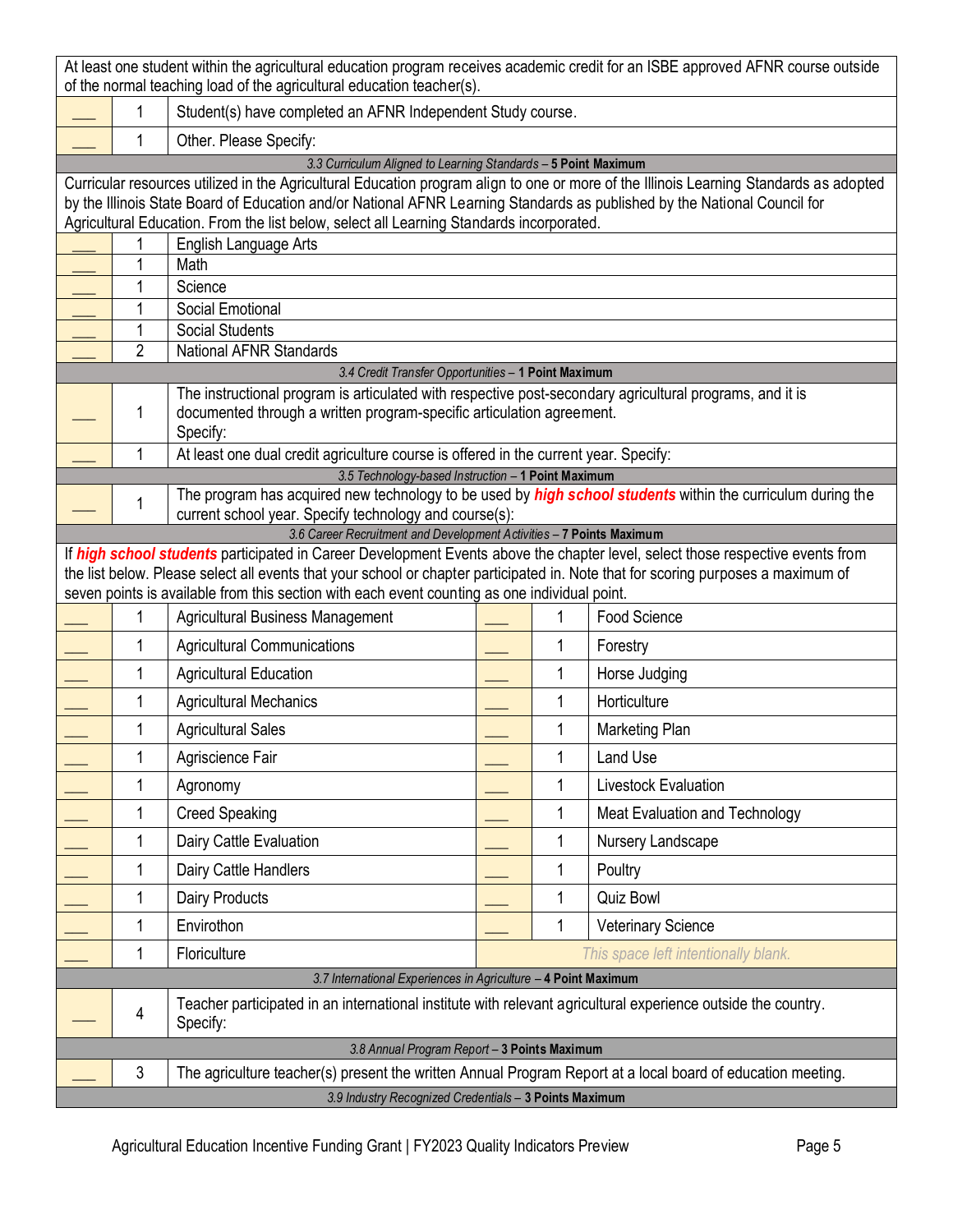At least one student within the agricultural education program receives academic credit for an ISBE approved AFNR course outside of the normal teaching load of the agricultural education teacher(s).

| | | |
|---|---|---|
| ___ | 1 | Student(s) have completed an AFNR Independent Study course. |
| ___ | 1 | Other. Please Specify: |

### *3.3 Curriculum Aligned to Learning Standards* – **5 Point Maximum**

Curricular resources utilized in the Agricultural Education program align to one or more of the Illinois Learning Standards as adopted by the Illinois State Board of Education and/or National AFNR Learning Standards as published by the National Council for Agricultural Education. From the list below, select all Learning Standards incorporated.

| | | |
|---|---|---|
| ___ | 1 | English Language Arts |
| ___ | 1 | Math |
| ___ | 1 | Science |
| ___ | 1 | Social Emotional |
| ___ | 1 | Social Students |
| ___ | 2 | National AFNR Standards |

### *3.4 Credit Transfer Opportunities* – **1 Point Maximum**

| | | |
|---|---|---|
| ___ | 1 | The instructional program is articulated with respective post-secondary agricultural programs, and it is documented through a written program-specific articulation agreement. Specify: |
| ___ | 1 | At least one dual credit agriculture course is offered in the current year. Specify: |

### *3.5 Technology-based Instruction* – **1 Point Maximum**

| | | |
|---|---|---|
| ___ | 1 | The program has acquired new technology to be used by ***high school students*** within the curriculum during the current school year. Specify technology and course(s): |

### *3.6 Career Recruitment and Development Activities* – **7 Points Maximum**

If ***high school students*** participated in Career Development Events above the chapter level, select those respective events from the list below. Please select all events that your school or chapter participated in. Note that for scoring purposes a maximum of seven points is available from this section with each event counting as one individual point.

| | | | | | |
|---|---|---|---|---|---|
| ___ | 1 | Agricultural Business Management | ___ | 1 | Food Science |
| ___ | 1 | Agricultural Communications | ___ | 1 | Forestry |
| ___ | 1 | Agricultural Education | ___ | 1 | Horse Judging |
| ___ | 1 | Agricultural Mechanics | ___ | 1 | Horticulture |
| ___ | 1 | Agricultural Sales | ___ | 1 | Marketing Plan |
| ___ | 1 | Agriscience Fair | ___ | 1 | Land Use |
| ___ | 1 | Agronomy | ___ | 1 | Livestock Evaluation |
| ___ | 1 | Creed Speaking | ___ | 1 | Meat Evaluation and Technology |
| ___ | 1 | Dairy Cattle Evaluation | ___ | 1 | Nursery Landscape |
| ___ | 1 | Dairy Cattle Handlers | ___ | 1 | Poultry |
| ___ | 1 | Dairy Products | ___ | 1 | Quiz Bowl |
| ___ | 1 | Envirothon | ___ | 1 | Veterinary Science |
| ___ | 1 | Floriculture | | | *This space left intentionally blank.* |

### *3.7 International Experiences in Agriculture* – **4 Point Maximum**

| | | |
|---|---|---|
| ___ | 4 | Teacher participated in an international institute with relevant agricultural experience outside the country. Specify: |

### *3.8 Annual Program Report* – **3 Points Maximum**

| | | |
|---|---|---|
| ___ | 3 | The agriculture teacher(s) present the written Annual Program Report at a local board of education meeting. |

### *3.9 Industry Recognized Credentials* – **3 Points Maximum**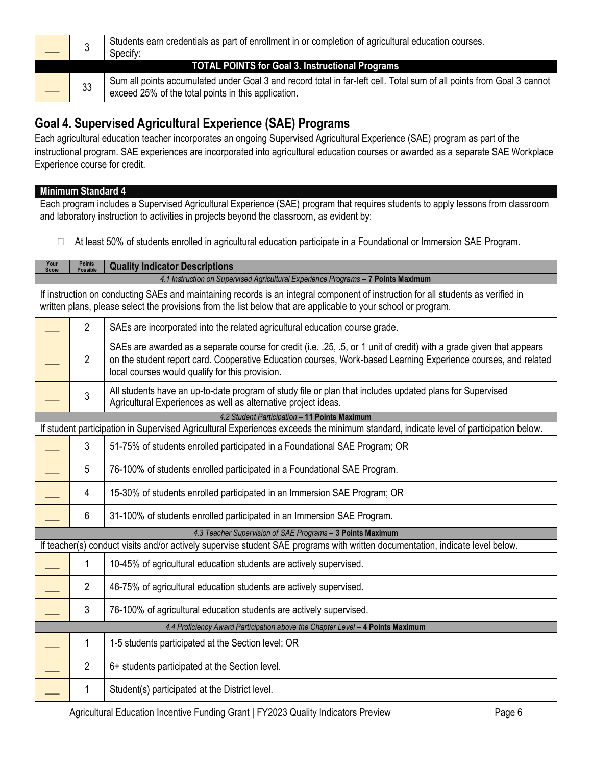| | | |
|---|---|---|
| ___ | 3 | Students earn credentials as part of enrollment in or completion of agricultural education courses. Specify: |
| | | **TOTAL POINTS for Goal 3. Instructional Programs** |
| ___ | 33 | Sum all points accumulated under Goal 3 and record total in far-left cell. Total sum of all points from Goal 3 cannot exceed 25% of the total points in this application. |

## Goal 4. Supervised Agricultural Experience (SAE) Programs

Each agricultural education teacher incorporates an ongoing Supervised Agricultural Experience (SAE) program as part of the instructional program. SAE experiences are incorporated into agricultural education courses or awarded as a separate SAE Workplace Experience course for credit.

**Minimum Standard 4**

Each program includes a Supervised Agricultural Experience (SAE) program that requires students to apply lessons from classroom and laboratory instruction to activities in projects beyond the classroom, as evident by:

- ☐ At least 50% of students enrolled in agricultural education participate in a Foundational or Immersion SAE Program.

| Your Score | Points Possible | Quality Indicator Descriptions |
|---|---|---|
| | | *4.1 Instruction on Supervised Agricultural Experience Programs* – **7 Points Maximum** |
| | | If instruction on conducting SAEs and maintaining records is an integral component of instruction for all students as verified in written plans, please select the provisions from the list below that are applicable to your school or program. |
| ___ | 2 | SAEs are incorporated into the related agricultural education course grade. |
| ___ | 2 | SAEs are awarded as a separate course for credit (i.e. .25, .5, or 1 unit of credit) with a grade given that appears on the student report card. Cooperative Education courses, Work-based Learning Experience courses, and related local courses would qualify for this provision. |
| ___ | 3 | All students have an up-to-date program of study file or plan that includes updated plans for Supervised Agricultural Experiences as well as alternative project ideas. |
| | | *4.2 Student Participation* – **11 Points Maximum** |
| | | If student participation in Supervised Agricultural Experiences exceeds the minimum standard, indicate level of participation below. |
| ___ | 3 | 51-75% of students enrolled participated in a Foundational SAE Program; OR |
| ___ | 5 | 76-100% of students enrolled participated in a Foundational SAE Program. |
| ___ | 4 | 15-30% of students enrolled participated in an Immersion SAE Program; OR |
| ___ | 6 | 31-100% of students enrolled participated in an Immersion SAE Program. |
| | | *4.3 Teacher Supervision of SAE Programs* – **3 Points Maximum** |
| | | If teacher(s) conduct visits and/or actively supervise student SAE programs with written documentation, indicate level below. |
| ___ | 1 | 10-45% of agricultural education students are actively supervised. |
| ___ | 2 | 46-75% of agricultural education students are actively supervised. |
| ___ | 3 | 76-100% of agricultural education students are actively supervised. |
| | | *4.4 Proficiency Award Participation above the Chapter Level* – **4 Points Maximum** |
| ___ | 1 | 1-5 students participated at the Section level; OR |
| ___ | 2 | 6+ students participated at the Section level. |
| ___ | 1 | Student(s) participated at the District level. |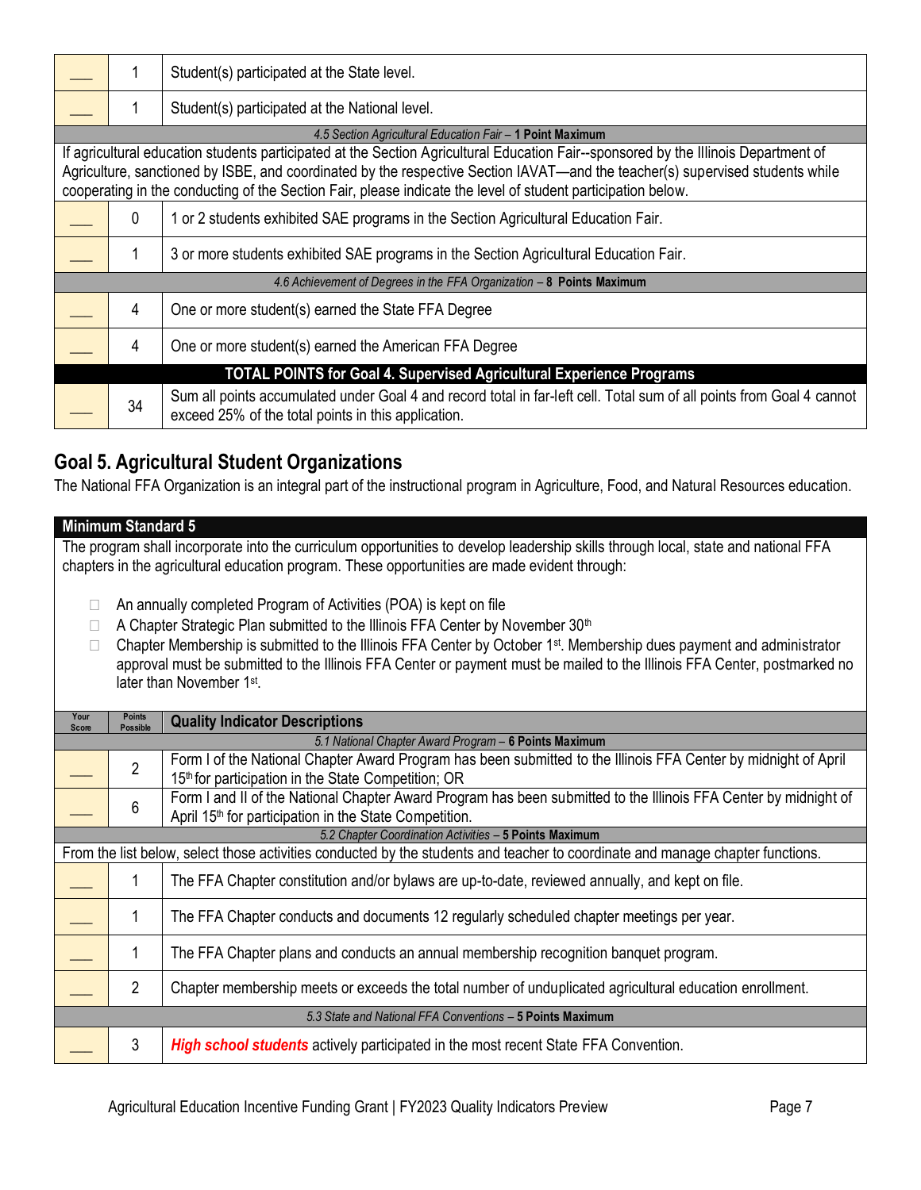| Your Score | Points Possible | Quality Indicator Descriptions |
|---|---|---|
| ___ | 1 | Student(s) participated at the State level. |
| ___ | 1 | Student(s) participated at the National level. |
| | | *4.5 Section Agricultural Education Fair* – **1 Point Maximum** |
| | | If agricultural education students participated at the Section Agricultural Education Fair--sponsored by the Illinois Department of Agriculture, sanctioned by ISBE, and coordinated by the respective Section IAVAT—and the teacher(s) supervised students while cooperating in the conducting of the Section Fair, please indicate the level of student participation below. |
| ___ | 0 | 1 or 2 students exhibited SAE programs in the Section Agricultural Education Fair. |
| ___ | 1 | 3 or more students exhibited SAE programs in the Section Agricultural Education Fair. |
| | | *4.6 Achievement of Degrees in the FFA Organization* – **8 Points Maximum** |
| ___ | 4 | One or more student(s) earned the State FFA Degree |
| ___ | 4 | One or more student(s) earned the American FFA Degree |
| | | **TOTAL POINTS for Goal 4. Supervised Agricultural Experience Programs** |
| ___ | 34 | Sum all points accumulated under Goal 4 and record total in far-left cell. Total sum of all points from Goal 4 cannot exceed 25% of the total points in this application. |

## Goal 5. Agricultural Student Organizations

The National FFA Organization is an integral part of the instructional program in Agriculture, Food, and Natural Resources education.

**Minimum Standard 5**

The program shall incorporate into the curriculum opportunities to develop leadership skills through local, state and national FFA chapters in the agricultural education program. These opportunities are made evident through:

- An annually completed Program of Activities (POA) is kept on file
- A Chapter Strategic Plan submitted to the Illinois FFA Center by November 30th
- Chapter Membership is submitted to the Illinois FFA Center by October 1st. Membership dues payment and administrator approval must be submitted to the Illinois FFA Center or payment must be mailed to the Illinois FFA Center, postmarked no later than November 1st.

| Your Score | Points Possible | Quality Indicator Descriptions |
|---|---|---|
| | | *5.1 National Chapter Award Program* – **6 Points Maximum** |
| ___ | 2 | Form I of the National Chapter Award Program has been submitted to the Illinois FFA Center by midnight of April 15th for participation in the State Competition; OR |
| ___ | 6 | Form I and II of the National Chapter Award Program has been submitted to the Illinois FFA Center by midnight of April 15th for participation in the State Competition. |
| | | *5.2 Chapter Coordination Activities* – **5 Points Maximum** |
| | | From the list below, select those activities conducted by the students and teacher to coordinate and manage chapter functions. |
| ___ | 1 | The FFA Chapter constitution and/or bylaws are up-to-date, reviewed annually, and kept on file. |
| ___ | 1 | The FFA Chapter conducts and documents 12 regularly scheduled chapter meetings per year. |
| ___ | 1 | The FFA Chapter plans and conducts an annual membership recognition banquet program. |
| ___ | 2 | Chapter membership meets or exceeds the total number of unduplicated agricultural education enrollment. |
| | | *5.3 State and National FFA Conventions* – **5 Points Maximum** |
| ___ | 3 | ***High school students*** actively participated in the most recent State FFA Convention. |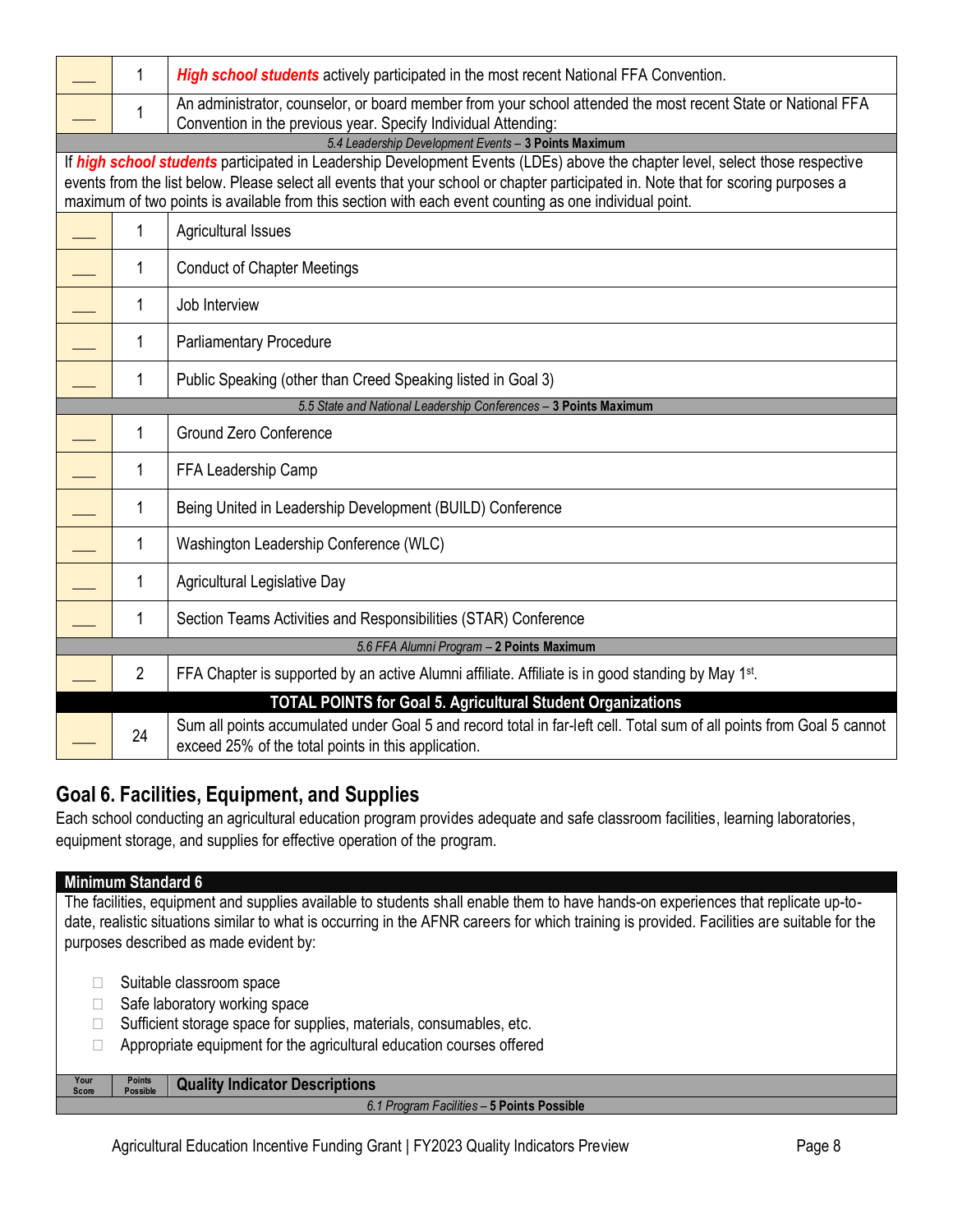| Your Score | Points Possible | Quality Indicator Descriptions |
|---|---|---|
| ___ | 1 | ***High school students*** actively participated in the most recent National FFA Convention. |
| ___ | 1 | An administrator, counselor, or board member from your school attended the most recent State or National FFA Convention in the previous year. Specify Individual Attending: |
| | | *5.4 Leadership Development Events* – **3 Points Maximum** |
| | | If ***high school students*** participated in Leadership Development Events (LDEs) above the chapter level, select those respective events from the list below. Please select all events that your school or chapter participated in. Note that for scoring purposes a maximum of two points is available from this section with each event counting as one individual point. |
| ___ | 1 | Agricultural Issues |
| ___ | 1 | Conduct of Chapter Meetings |
| ___ | 1 | Job Interview |
| ___ | 1 | Parliamentary Procedure |
| ___ | 1 | Public Speaking (other than Creed Speaking listed in Goal 3) |
| | | *5.5 State and National Leadership Conferences* – **3 Points Maximum** |
| ___ | 1 | Ground Zero Conference |
| ___ | 1 | FFA Leadership Camp |
| ___ | 1 | Being United in Leadership Development (BUILD) Conference |
| ___ | 1 | Washington Leadership Conference (WLC) |
| ___ | 1 | Agricultural Legislative Day |
| ___ | 1 | Section Teams Activities and Responsibilities (STAR) Conference |
| | | *5.6 FFA Alumni Program* – **2 Points Maximum** |
| ___ | 2 | FFA Chapter is supported by an active Alumni affiliate. Affiliate is in good standing by May 1st. |
| | | **TOTAL POINTS for Goal 5. Agricultural Student Organizations** |
| ___ | 24 | Sum all points accumulated under Goal 5 and record total in far-left cell. Total sum of all points from Goal 5 cannot exceed 25% of the total points in this application. |

## Goal 6. Facilities, Equipment, and Supplies

Each school conducting an agricultural education program provides adequate and safe classroom facilities, learning laboratories, equipment storage, and supplies for effective operation of the program.

**Minimum Standard 6**

The facilities, equipment and supplies available to students shall enable them to have hands-on experiences that replicate up-to-date, realistic situations similar to what is occurring in the AFNR careers for which training is provided. Facilities are suitable for the purposes described as made evident by:

- ☐ Suitable classroom space
- ☐ Safe laboratory working space
- ☐ Sufficient storage space for supplies, materials, consumables, etc.
- ☐ Appropriate equipment for the agricultural education courses offered

| Your Score | Points Possible | Quality Indicator Descriptions |
|---|---|---|
| | | *6.1 Program Facilities* – **5 Points Possible** |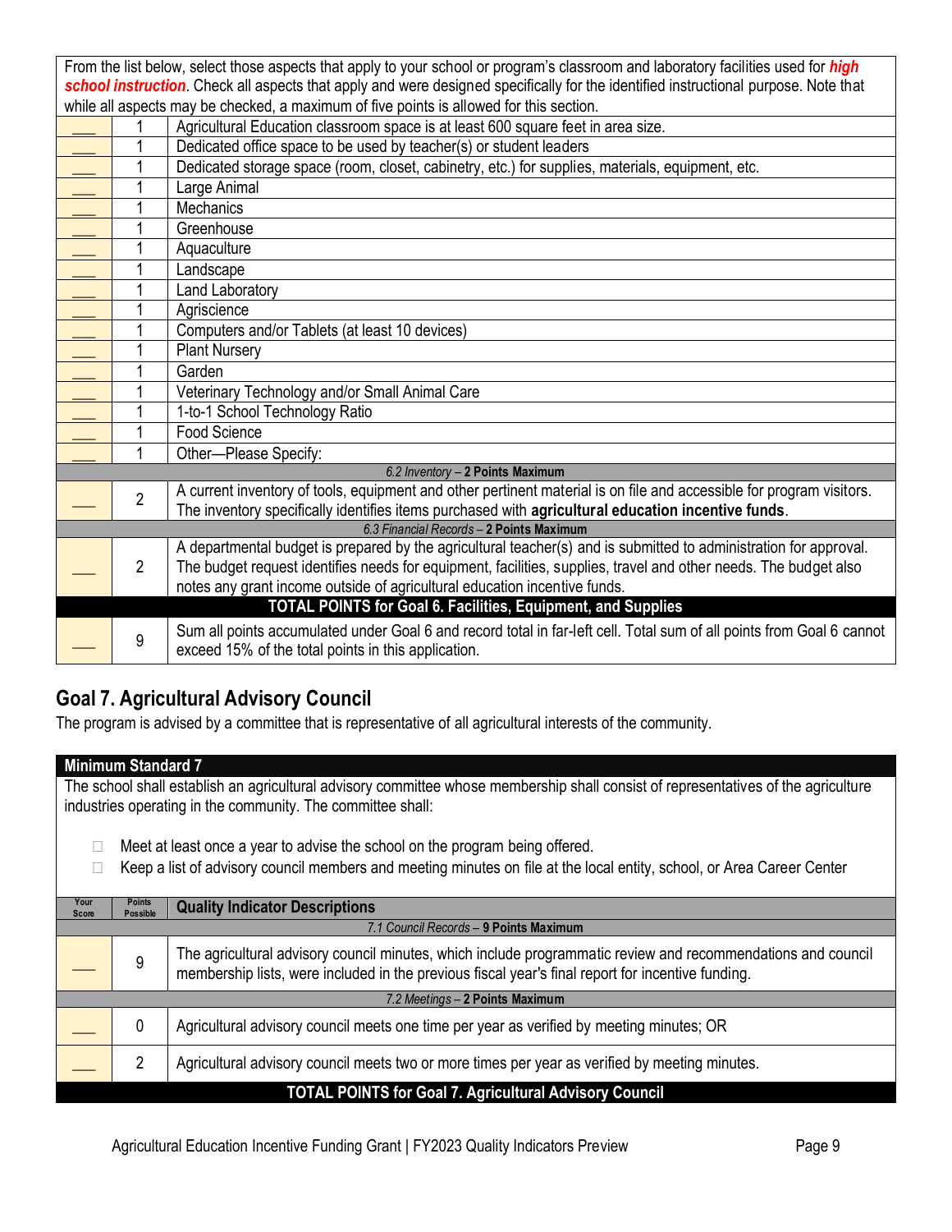| | | |
|---|---|---|
| From the list below, select those aspects that apply to your school or program's classroom and laboratory facilities used for ***high school instruction***. Check all aspects that apply and were designed specifically for the identified instructional purpose. Note that while all aspects may be checked, a maximum of five points is allowed for this section. | | |
| ___ | 1 | Agricultural Education classroom space is at least 600 square feet in area size. |
| ___ | 1 | Dedicated office space to be used by teacher(s) or student leaders |
| ___ | 1 | Dedicated storage space (room, closet, cabinetry, etc.) for supplies, materials, equipment, etc. |
| ___ | 1 | Large Animal |
| ___ | 1 | Mechanics |
| ___ | 1 | Greenhouse |
| ___ | 1 | Aquaculture |
| ___ | 1 | Landscape |
| ___ | 1 | Land Laboratory |
| ___ | 1 | Agriscience |
| ___ | 1 | Computers and/or Tablets (at least 10 devices) |
| ___ | 1 | Plant Nursery |
| ___ | 1 | Garden |
| ___ | 1 | Veterinary Technology and/or Small Animal Care |
| ___ | 1 | 1-to-1 School Technology Ratio |
| ___ | 1 | Food Science |
| ___ | 1 | Other—Please Specify: |
| *6.2 Inventory* – **2 Points Maximum** | | |
| ___ | 2 | A current inventory of tools, equipment and other pertinent material is on file and accessible for program visitors. The inventory specifically identifies items purchased with **agricultural education incentive funds**. |
| *6.3 Financial Records* – **2 Points Maximum** | | |
| ___ | 2 | A departmental budget is prepared by the agricultural teacher(s) and is submitted to administration for approval. The budget request identifies needs for equipment, facilities, supplies, travel and other needs. The budget also notes any grant income outside of agricultural education incentive funds. |
| **TOTAL POINTS for Goal 6. Facilities, Equipment, and Supplies** | | |
| ___ | 9 | Sum all points accumulated under Goal 6 and record total in far-left cell. Total sum of all points from Goal 6 cannot exceed 15% of the total points in this application. |

## Goal 7. Agricultural Advisory Council

The program is advised by a committee that is representative of all agricultural interests of the community.

**Minimum Standard 7**

The school shall establish an agricultural advisory committee whose membership shall consist of representatives of the agriculture industries operating in the community. The committee shall:

- ☐ Meet at least once a year to advise the school on the program being offered.
- ☐ Keep a list of advisory council members and meeting minutes on file at the local entity, school, or Area Career Center

| Your Score | Points Possible | Quality Indicator Descriptions |
|---|---|---|
| *7.1 Council Records* – **9 Points Maximum** | | |
| ___ | 9 | The agricultural advisory council minutes, which include programmatic review and recommendations and council membership lists, were included in the previous fiscal year's final report for incentive funding. |
| *7.2 Meetings* – **2 Points Maximum** | | |
| ___ | 0 | Agricultural advisory council meets one time per year as verified by meeting minutes; OR |
| ___ | 2 | Agricultural advisory council meets two or more times per year as verified by meeting minutes. |
| **TOTAL POINTS for Goal 7. Agricultural Advisory Council** | | |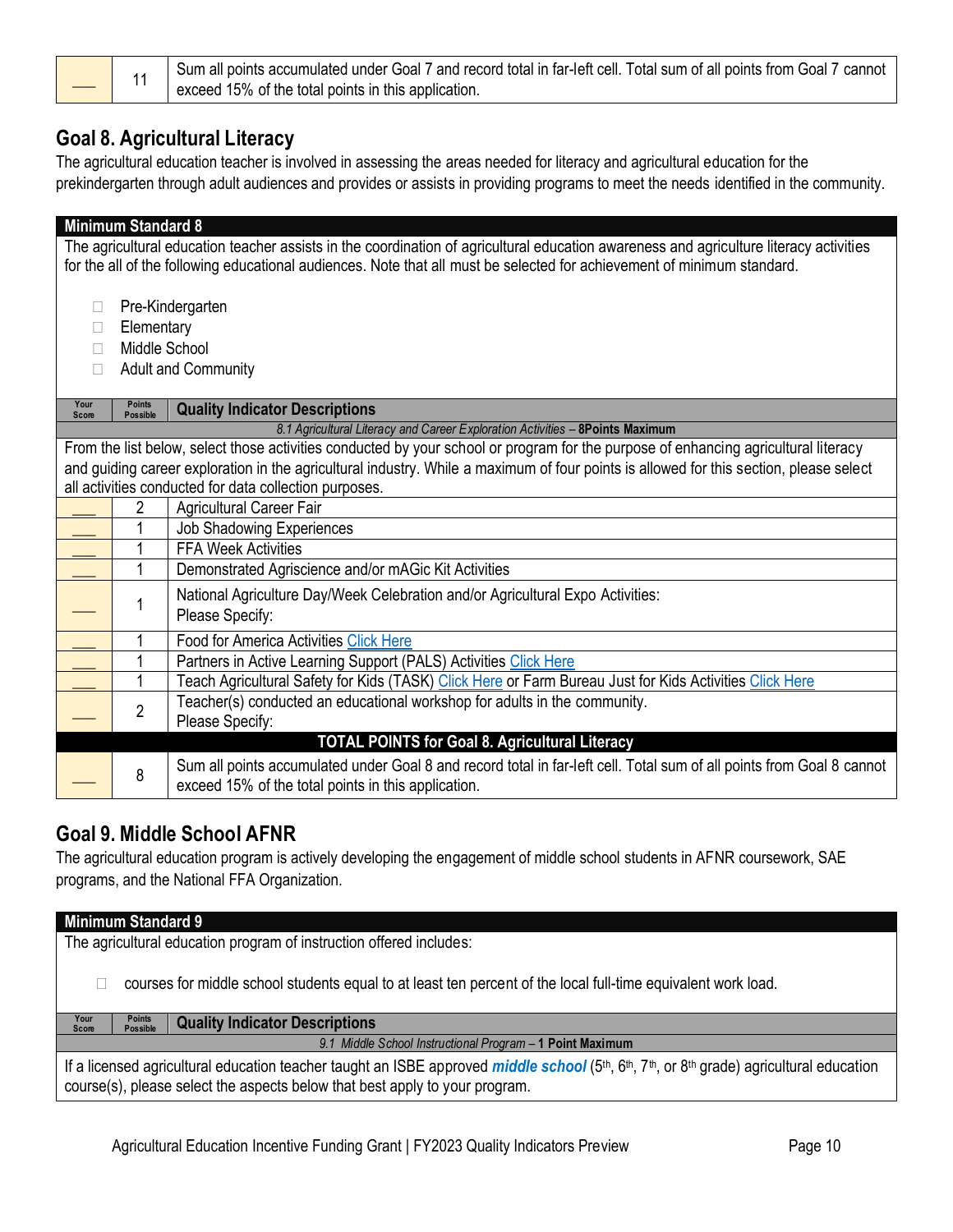| Your Score | Points Possible | Quality Indicator Descriptions |
|---|---|---|
| ___ | 11 | Sum all points accumulated under Goal 7 and record total in far-left cell. Total sum of all points from Goal 7 cannot exceed 15% of the total points in this application. |

## Goal 8. Agricultural Literacy

The agricultural education teacher is involved in assessing the areas needed for literacy and agricultural education for the prekindergarten through adult audiences and provides or assists in providing programs to meet the needs identified in the community.

**Minimum Standard 8**

The agricultural education teacher assists in the coordination of agricultural education awareness and agriculture literacy activities for the all of the following educational audiences. Note that all must be selected for achievement of minimum standard.

- ☐ Pre-Kindergarten
- ☐ Elementary
- ☐ Middle School
- ☐ Adult and Community

| Your Score | Points Possible | Quality Indicator Descriptions |
|---|---|---|
| | | *8.1 Agricultural Literacy and Career Exploration Activities* – **8Points Maximum** |
| | | From the list below, select those activities conducted by your school or program for the purpose of enhancing agricultural literacy and guiding career exploration in the agricultural industry. While a maximum of four points is allowed for this section, please select all activities conducted for data collection purposes. |
| ___ | 2 | Agricultural Career Fair |
| ___ | 1 | Job Shadowing Experiences |
| ___ | 1 | FFA Week Activities |
| ___ | 1 | Demonstrated Agriscience and/or mAGic Kit Activities |
| ___ | 1 | National Agriculture Day/Week Celebration and/or Agricultural Expo Activities: Please Specify: |
| ___ | 1 | Food for America Activities Click Here |
| ___ | 1 | Partners in Active Learning Support (PALS) Activities Click Here |
| ___ | 1 | Teach Agricultural Safety for Kids (TASK) Click Here or Farm Bureau Just for Kids Activities Click Here |
| ___ | 2 | Teacher(s) conducted an educational workshop for adults in the community. Please Specify: |
| | | **TOTAL POINTS for Goal 8. Agricultural Literacy** |
| ___ | 8 | Sum all points accumulated under Goal 8 and record total in far-left cell. Total sum of all points from Goal 8 cannot exceed 15% of the total points in this application. |

## Goal 9. Middle School AFNR

The agricultural education program is actively developing the engagement of middle school students in AFNR coursework, SAE programs, and the National FFA Organization.

**Minimum Standard 9**

The agricultural education program of instruction offered includes:

- ☐ courses for middle school students equal to at least ten percent of the local full-time equivalent work load.

| Your Score | Points Possible | Quality Indicator Descriptions |
|---|---|---|
| | | *9.1 Middle School Instructional Program* – **1 Point Maximum** |
| | | If a licensed agricultural education teacher taught an ISBE approved ***middle school*** (5th, 6th, 7th, or 8th grade) agricultural education course(s), please select the aspects below that best apply to your program. |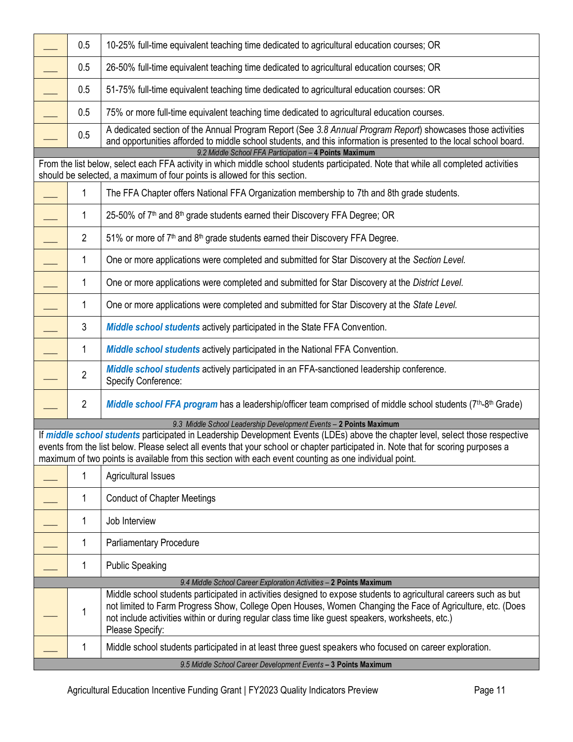| | | |
|---|---|---|
| ___ | 0.5 | 10-25% full-time equivalent teaching time dedicated to agricultural education courses; OR |
| ___ | 0.5 | 26-50% full-time equivalent teaching time dedicated to agricultural education courses; OR |
| ___ | 0.5 | 51-75% full-time equivalent teaching time dedicated to agricultural education courses: OR |
| ___ | 0.5 | 75% or more full-time equivalent teaching time dedicated to agricultural education courses. |
| ___ | 0.5 | A dedicated section of the Annual Program Report (See *3.8 Annual Program Report*) showcases those activities and opportunities afforded to middle school students, and this information is presented to the local school board. |

### *9.2 Middle School FFA Participation* – **4 Points Maximum**

From the list below, select each FFA activity in which middle school students participated. Note that while all completed activities should be selected, a maximum of four points is allowed for this section.

| | | |
|---|---|---|
| ___ | 1 | The FFA Chapter offers National FFA Organization membership to 7th and 8th grade students. |
| ___ | 1 | 25-50% of 7th and 8th grade students earned their Discovery FFA Degree; OR |
| ___ | 2 | 51% or more of 7th and 8th grade students earned their Discovery FFA Degree. |
| ___ | 1 | One or more applications were completed and submitted for Star Discovery at the *Section Level.* |
| ___ | 1 | One or more applications were completed and submitted for Star Discovery at the *District Level.* |
| ___ | 1 | One or more applications were completed and submitted for Star Discovery at the *State Level.* |
| ___ | 3 | ***Middle school students*** actively participated in the State FFA Convention. |
| ___ | 1 | ***Middle school students*** actively participated in the National FFA Convention. |
| ___ | 2 | ***Middle school students*** actively participated in an FFA-sanctioned leadership conference. Specify Conference: |
| ___ | 2 | ***Middle school FFA program*** has a leadership/officer team comprised of middle school students (7th-8th Grade) |

### *9.3 Middle School Leadership Development Events* – **2 Points Maximum**

If ***middle school students*** participated in Leadership Development Events (LDEs) above the chapter level, select those respective events from the list below. Please select all events that your school or chapter participated in. Note that for scoring purposes a maximum of two points is available from this section with each event counting as one individual point.

| | | |
|---|---|---|
| ___ | 1 | Agricultural Issues |
| ___ | 1 | Conduct of Chapter Meetings |
| ___ | 1 | Job Interview |
| ___ | 1 | Parliamentary Procedure |
| ___ | 1 | Public Speaking |

### *9.4 Middle School Career Exploration Activities* – **2 Points Maximum**

| | | |
|---|---|---|
| ___ | 1 | Middle school students participated in activities designed to expose students to agricultural careers such as but not limited to Farm Progress Show, College Open Houses, Women Changing the Face of Agriculture, etc. (Does not include activities within or during regular class time like guest speakers, worksheets, etc.) Please Specify: |
| ___ | 1 | Middle school students participated in at least three guest speakers who focused on career exploration. |

### *9.5 Middle School Career Development Events* – **3 Points Maximum**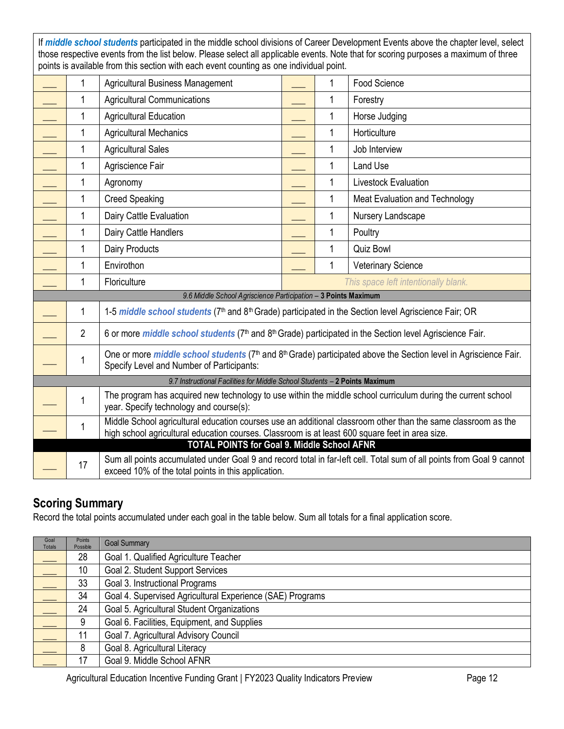| If ***middle school students*** participated in the middle school divisions of Career Development Events above the chapter level, select those respective events from the list below. Please select all applicable events. Note that for scoring purposes a maximum of three points is available from this section with each event counting as one individual point. | | | | | |
|---|---|---|---|---|---|
| ___ | 1 | Agricultural Business Management | ___ | 1 | Food Science |
| ___ | 1 | Agricultural Communications | ___ | 1 | Forestry |
| ___ | 1 | Agricultural Education | ___ | 1 | Horse Judging |
| ___ | 1 | Agricultural Mechanics | ___ | 1 | Horticulture |
| ___ | 1 | Agricultural Sales | ___ | 1 | Job Interview |
| ___ | 1 | Agriscience Fair | ___ | 1 | Land Use |
| ___ | 1 | Agronomy | ___ | 1 | Livestock Evaluation |
| ___ | 1 | Creed Speaking | ___ | 1 | Meat Evaluation and Technology |
| ___ | 1 | Dairy Cattle Evaluation | ___ | 1 | Nursery Landscape |
| ___ | 1 | Dairy Cattle Handlers | ___ | 1 | Poultry |
| ___ | 1 | Dairy Products | ___ | 1 | Quiz Bowl |
| ___ | 1 | Envirothon | ___ | 1 | Veterinary Science |
| ___ | 1 | Floriculture | *This space left intentionally blank.* | | |

| | | *9.6 Middle School Agriscience Participation* – **3 Points Maximum** |
|---|---|---|
| ___ | 1 | 1-5 ***middle school students*** (7th and 8th Grade) participated in the Section level Agriscience Fair; OR |
| ___ | 2 | 6 or more ***middle school students*** (7th and 8th Grade) participated in the Section level Agriscience Fair. |
| ___ | 1 | One or more ***middle school students*** (7th and 8th Grade) participated above the Section level in Agriscience Fair. Specify Level and Number of Participants: |
| | | *9.7 Instructional Facilities for Middle School Students* – **2 Points Maximum** |
| ___ | 1 | The program has acquired new technology to use within the middle school curriculum during the current school year. Specify technology and course(s): |
| ___ | 1 | Middle School agricultural education courses use an additional classroom other than the same classroom as the high school agricultural education courses. Classroom is at least 600 square feet in area size. |
| | | **TOTAL POINTS for Goal 9. Middle School AFNR** |
| ___ | 17 | Sum all points accumulated under Goal 9 and record total in far-left cell. Total sum of all points from Goal 9 cannot exceed 10% of the total points in this application. |

## Scoring Summary

Record the total points accumulated under each goal in the table below. Sum all totals for a final application score.

| Goal Totals | Points Possible | Goal Summary |
|---|---|---|
| ___ | 28 | Goal 1. Qualified Agriculture Teacher |
| ___ | 10 | Goal 2. Student Support Services |
| ___ | 33 | Goal 3. Instructional Programs |
| ___ | 34 | Goal 4. Supervised Agricultural Experience (SAE) Programs |
| ___ | 24 | Goal 5. Agricultural Student Organizations |
| ___ | 9 | Goal 6. Facilities, Equipment, and Supplies |
| ___ | 11 | Goal 7. Agricultural Advisory Council |
| ___ | 8 | Goal 8. Agricultural Literacy |
| ___ | 17 | Goal 9. Middle School AFNR |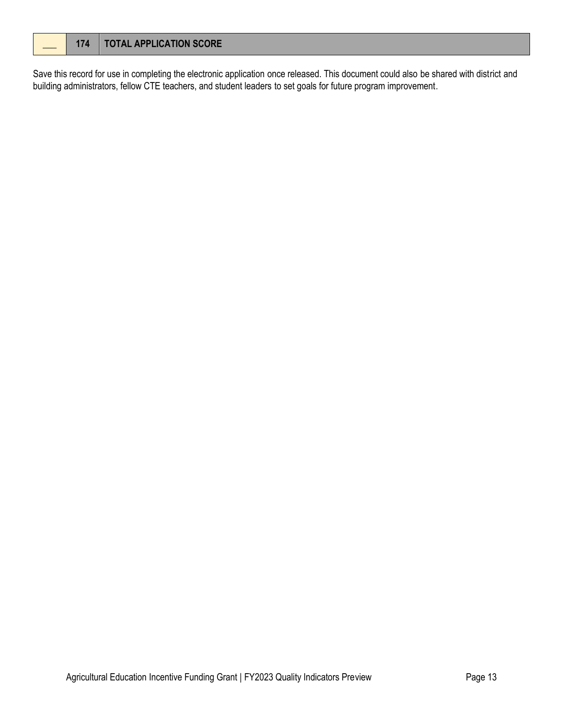| | | |
|---|---|---|
| ___ | **174** | **TOTAL APPLICATION SCORE** |

Save this record for use in completing the electronic application once released. This document could also be shared with district and building administrators, fellow CTE teachers, and student leaders to set goals for future program improvement.